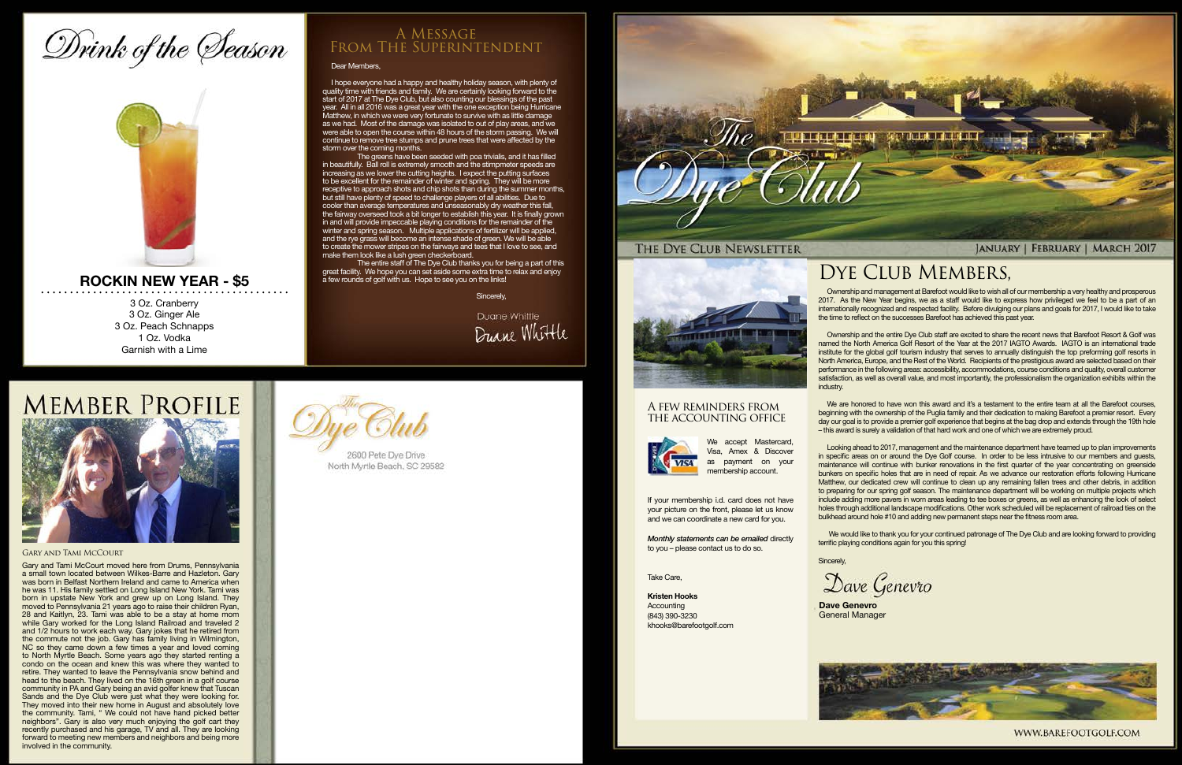# The Dye Club

## The Dye Club Newsletter

JANUARY | FEBRUARY | MARCH 2017

## Dye Club Members,

Ownership and management at Barefoot would like to wish all of our membership a very healthy and prosperous 2017. As the New Year begins, we as a staff would like to express how privileged we feel to be a part of an internationally recognized and respected facility. Before divulging our plans and goals for 2017, I would like to take the time to reflect on the successes Barefoot has achieved this past year.

Ownership and the entire Dye Club staff are excited to share the recent news that Barefoot Resort & Golf was named the North America Golf Resort of the Year at the 2017 IAGTO Awards. IAGTO is an international trade institute for the global golf tourism industry that serves to annually distinguish the top preforming golf resorts in North America, Europe, and the Rest of the World. Recipients of the prestigious award are selected based on their performance in the following areas: accessibility, accommodations, course conditions and quality, overall customer satisfaction, as well as overall value, and most importantly, the professionalism the organization exhibits within the industry.

We are honored to have won this award and it's a testament to the entire team at all the Barefoot courses, beginning with the ownership of the Puglia family and their dedication to making Barefoot a premier resort. Every day our goal is to provide a premier golf experience that begins at the bag drop and extends through the 19th hole – this award is surely a validation of that hard work and one of which we are extremely proud.

Looking ahead to 2017, management and the maintenance department have teamed up to plan improvements in specific areas on or around the Dye Golf course. In order to be less intrusive to our members and guests, maintenance will continue with bunker renovations in the first quarter of the year concentrating on greenside bunkers on specific holes that are in need of repair. As we advance our restoration efforts following Hurricane Matthew, our dedicated crew will continue to clean up any remaining fallen trees and other debris, in addition to preparing for our spring golf season. The maintenance department will be working on multiple projects which include adding more pavers in worn areas leading to tee boxes or greens, as well as enhancing the look of select holes through additional landscape modifications. Other work scheduled will be replacement of railroad ties on the bulkhead around hole #10 and adding new permanent steps near the fitness room area.

We would like to thank you for your continued patronage of The Dye Club and are looking forward to providing terrific playing conditions again for you this spring!

Sincerely,

Dave Genevro

**Dave Genevro**
General Manager

## A Few Reminders from the Accounting Office

We accept Mastercard, Visa, Amex & Discover as payment on your membership account.

If your membership i.d. card does not have your picture on the front, please let us know and we can coordinate a new card for you.

*Monthly statements can be emailed* directly to you – please contact us to do so.

Take Care,

**Kristen Hooks**
Accounting
(843) 390-3230
khooks@barefootgolf.com

WWW.BAREFOOTGOLF.COM

## Drink of the Season

### ROCKIN NEW YEAR - $5

3 Oz. Cranberry
3 Oz. Ginger Ale
3 Oz. Peach Schnapps
1 Oz. Vodka
Garnish with a Lime

## A Message from the Superintendent

Dear Members,

I hope everyone had a happy and healthy holiday season, with plenty of quality time with friends and family. We are certainly looking forward to the start of 2017 at The Dye Club, but also counting our blessings of the past year. All in all 2016 was a great year with the one exception being Hurricane Matthew, in which we were very fortunate to survive with as little damage as we had. Most of the damage was isolated to out of play areas, and we were able to open the course within 48 hours of the storm passing. We will continue to remove tree stumps and prune trees that were affected by the storm over the coming months.

The greens have been seeded with poa trivialis, and it has filled in beautifully. Ball roll is extremely smooth and the stimpmeter speeds are increasing as we lower the cutting heights. I expect the putting surfaces to be excellent for the remainder of winter and spring. They will be more receptive to approach shots and chip shots than during the summer months, but still have plenty of speed to challenge players of all abilities. Due to cooler than average temperatures and unseasonably dry weather this fall, the fairway overseed took a bit longer to establish this year. It is finally grown in and will provide impeccable playing conditions for the remainder of the winter and spring season. Multiple applications of fertilizer will be applied, and the rye grass will become an intense shade of green. We will be able to create the mower stripes on the fairways and tees that I love to see, and make them look like a lush green checkerboard.

The entire staff of The Dye Club thanks you for being a part of this great facility. We hope you can set aside some extra time to relax and enjoy a few rounds of golf with us. Hope to see you on the links!

Sincerely,

Duane Whittle

## Member Profile

### Gary and Tami McCourt

Gary and Tami McCourt moved here from Drums, Pennsylvania a small town located between Wilkes-Barre and Hazleton. Gary was born in Belfast Northern Ireland and came to America when he was 11. His family settled on Long Island New York. Tami was born in upstate New York and grew up on Long Island. They moved to Pennsylvania 21 years ago to raise their children Ryan, 28 and Kaitlyn, 23. Tami was able to be a stay at home mom while Gary worked for the Long Island Railroad and traveled 2 and 1/2 hours to work each way. Gary jokes that he retired from the commute not the job. Gary has family living in Wilmington, NC so they came down a few times a year and loved coming to North Myrtle Beach. Some years ago they started renting a condo on the ocean and knew this was where they wanted to retire. They wanted to leave the Pennsylvania snow behind and head to the beach. They lived on the 16th green in a golf course community in PA and Gary being an avid golfer knew that Tuscan Sands and the Dye Club were just what they were looking for. They moved into their new home in August and absolutely love the community. Tami, " We could not have hand picked better neighbors". Gary is also very much enjoying the golf cart they recently purchased and his garage, TV and all. They are looking forward to meeting new members and neighbors and being more involved in the community.

The Dye Club
2600 Pete Dye Drive
North Myrtle Beach, SC 29582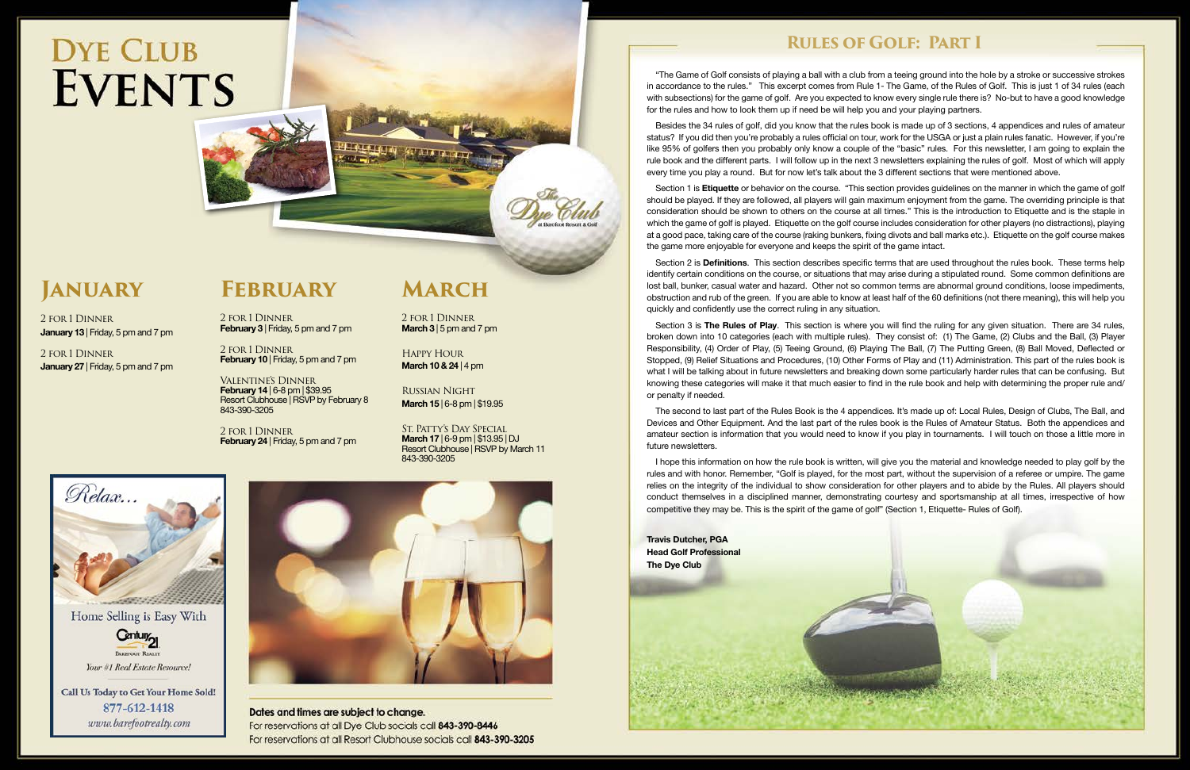# Dye Club Events

## January

2 for 1 Dinner
**January 13** | Friday, 5 pm and 7 pm

2 for 1 Dinner
**January 27** | Friday, 5 pm and 7 pm

## February

2 for 1 Dinner
**February 3** | Friday, 5 pm and 7 pm

2 for 1 Dinner
**February 10** | Friday, 5 pm and 7 pm

Valentine's Dinner
**February 14** | 6-8 pm | $39.95
Resort Clubhouse | RSVP by February 8
843-390-3205

2 for 1 Dinner
**February 24** | Friday, 5 pm and 7 pm

## March

2 for 1 Dinner
**March 3** | 5 pm and 7 pm

Happy Hour
**March 10 & 24** | 4 pm

Russian Night
**March 15** | 6-8 pm | $19.95

St. Patty's Day Special
**March 17** | 6-9 pm | $13.95 | DJ
Resort Clubhouse | RSVP by March 11
843-390-3205

Relax...

Home Selling is Easy With Century 21 Barefoot Realty

*Your #1 Real Estate Resource!*

**Call Us Today to Get Your Home Sold!**
877-612-1418
*www.barefootrealty.com*

**Dates and times are subject to change.**
For reservations at all Dye Club socials call **843-390-8446**
For reservations at all Resort Clubhouse socials call **843-390-3205**

# Rules of Golf: Part I

"The Game of Golf consists of playing a ball with a club from a teeing ground into the hole by a stroke or successive strokes in accordance to the rules." This excerpt comes from Rule 1- The Game, of the Rules of Golf. This is just 1 of 34 rules (each with subsections) for the game of golf. Are you expected to know every single rule there is? No-but to have a good knowledge for the rules and how to look them up if need be will help you and your playing partners.

Besides the 34 rules of golf, did you know that the rules book is made up of 3 sections, 4 appendices and rules of amateur status? If you did then you're probably a rules official on tour, work for the USGA or just a plain rules fanatic. However, if you're like 95% of golfers then you probably only know a couple of the "basic" rules. For this newsletter, I am going to explain the rule book and the different parts. I will follow up in the next 3 newsletters explaining the rules of golf. Most of which will apply every time you play a round. But for now let's talk about the 3 different sections that were mentioned above.

Section 1 is **Etiquette** or behavior on the course. "This section provides guidelines on the manner in which the game of golf should be played. If they are followed, all players will gain maximum enjoyment from the game. The overriding principle is that consideration should be shown to others on the course at all times." This is the introduction to Etiquette and is the staple in which the game of golf is played. Etiquette on the golf course includes consideration for other players (no distractions), playing at a good pace, taking care of the course (raking bunkers, fixing divots and ball marks etc.). Etiquette on the golf course makes the game more enjoyable for everyone and keeps the spirit of the game intact.

Section 2 is **Definitions**. This section describes specific terms that are used throughout the rules book. These terms help identify certain conditions on the course, or situations that may arise during a stipulated round. Some common definitions are lost ball, bunker, casual water and hazard. Other not so common terms are abnormal ground conditions, loose impediments, obstruction and rub of the green. If you are able to know at least half of the 60 definitions (not there meaning), this will help you quickly and confidently use the correct ruling in any situation.

Section 3 is **The Rules of Play**. This section is where you will find the ruling for any given situation. There are 34 rules, broken down into 10 categories (each with multiple rules). They consist of: (1) The Game, (2) Clubs and the Ball, (3) Player Responsibility, (4) Order of Play, (5) Teeing Ground, (6) Playing The Ball, (7) The Putting Green, (8) Ball Moved, Deflected or Stopped, (9) Relief Situations and Procedures, (10) Other Forms of Play and (11) Administration. This part of the rules book is what I will be talking about in future newsletters and breaking down some particularly harder rules that can be confusing. But knowing these categories will make it that much easier to find in the rule book and help with determining the proper rule and/or penalty if needed.

The second to last part of the Rules Book is the 4 appendices. It's made up of: Local Rules, Design of Clubs, The Ball, and Devices and Other Equipment. And the last part of the rules book is the Rules of Amateur Status. Both the appendices and amateur section is information that you would need to know if you play in tournaments. I will touch on those a little more in future newsletters.

I hope this information on how the rule book is written, will give you the material and knowledge needed to play golf by the rules and with honor. Remember, "Golf is played, for the most part, without the supervision of a referee or umpire. The game relies on the integrity of the individual to show consideration for other players and to abide by the Rules. All players should conduct themselves in a disciplined manner, demonstrating courtesy and sportsmanship at all times, irrespective of how competitive they may be. This is the spirit of the game of golf" (Section 1, Etiquette- Rules of Golf).

**Travis Dutcher, PGA**
**Head Golf Professional**
**The Dye Club**